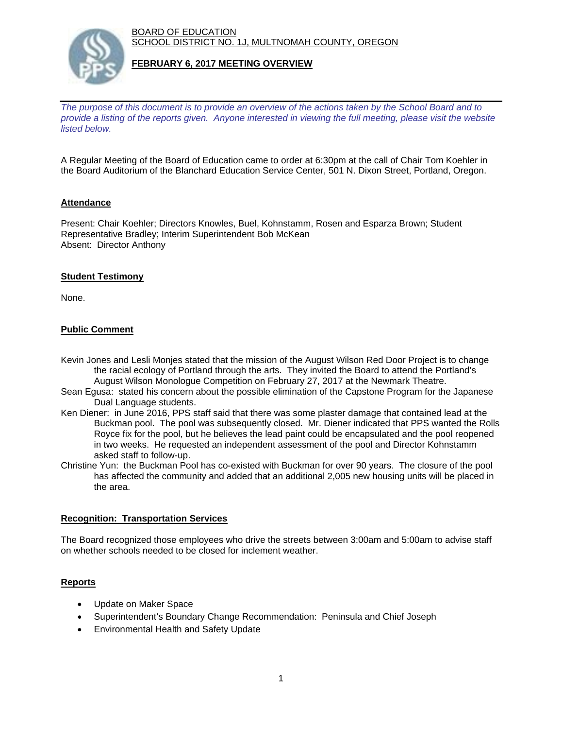BOARD OF EDUCATION
SCHOOL DISTRICT NO. 1J, MULTNOMAH COUNTY, OREGON

# FEBRUARY 6, 2017 MEETING OVERVIEW

*The purpose of this document is to provide an overview of the actions taken by the School Board and to provide a listing of the reports given. Anyone interested in viewing the full meeting, please visit the website listed below.*

A Regular Meeting of the Board of Education came to order at 6:30pm at the call of Chair Tom Koehler in the Board Auditorium of the Blanchard Education Service Center, 501 N. Dixon Street, Portland, Oregon.

## Attendance

Present: Chair Koehler; Directors Knowles, Buel, Kohnstamm, Rosen and Esparza Brown; Student Representative Bradley; Interim Superintendent Bob McKean
Absent: Director Anthony

## Student Testimony

None.

## Public Comment

Kevin Jones and Lesli Monjes stated that the mission of the August Wilson Red Door Project is to change the racial ecology of Portland through the arts. They invited the Board to attend the Portland's August Wilson Monologue Competition on February 27, 2017 at the Newmark Theatre.

Sean Egusa: stated his concern about the possible elimination of the Capstone Program for the Japanese Dual Language students.

Ken Diener: in June 2016, PPS staff said that there was some plaster damage that contained lead at the Buckman pool. The pool was subsequently closed. Mr. Diener indicated that PPS wanted the Rolls Royce fix for the pool, but he believes the lead paint could be encapsulated and the pool reopened in two weeks. He requested an independent assessment of the pool and Director Kohnstamm asked staff to follow-up.

Christine Yun: the Buckman Pool has co-existed with Buckman for over 90 years. The closure of the pool has affected the community and added that an additional 2,005 new housing units will be placed in the area.

## Recognition: Transportation Services

The Board recognized those employees who drive the streets between 3:00am and 5:00am to advise staff on whether schools needed to be closed for inclement weather.

## Reports

- Update on Maker Space
- Superintendent's Boundary Change Recommendation: Peninsula and Chief Joseph
- Environmental Health and Safety Update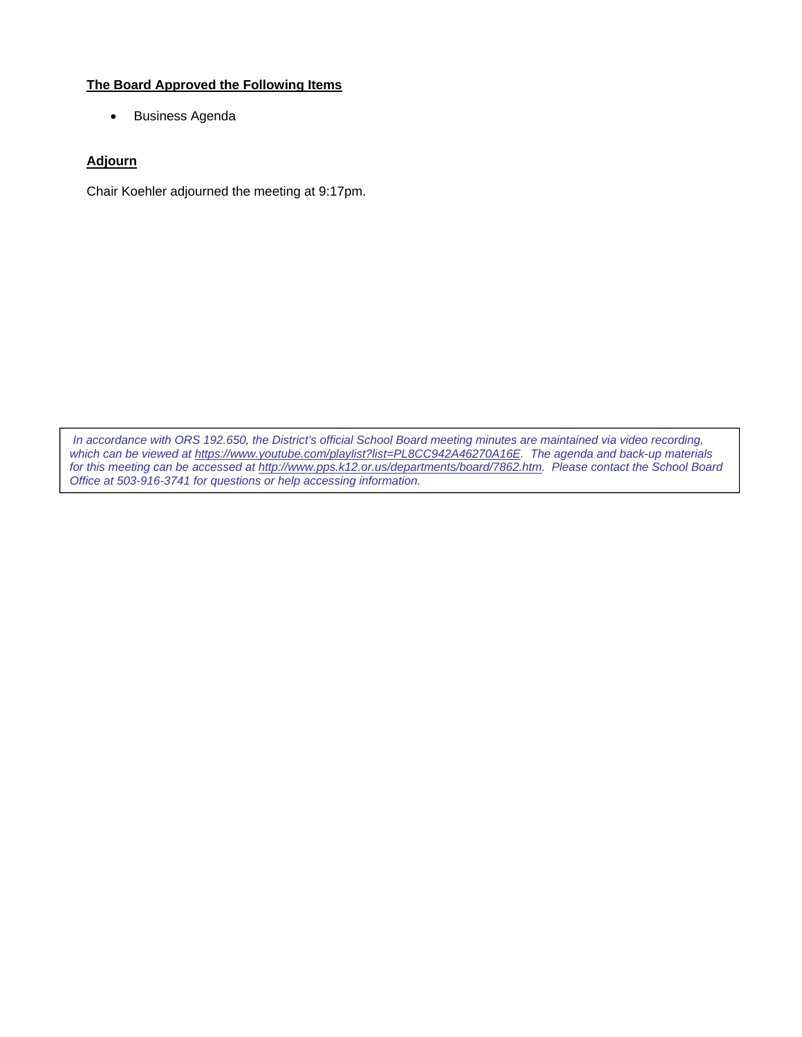**The Board Approved the Following Items**

- Business Agenda

**Adjourn**

Chair Koehler adjourned the meeting at 9:17pm.

*In accordance with ORS 192.650, the District's official School Board meeting minutes are maintained via video recording, which can be viewed at https://www.youtube.com/playlist?list=PL8CC942A46270A16E. The agenda and back-up materials for this meeting can be accessed at http://www.pps.k12.or.us/departments/board/7862.htm. Please contact the School Board Office at 503-916-3741 for questions or help accessing information.*